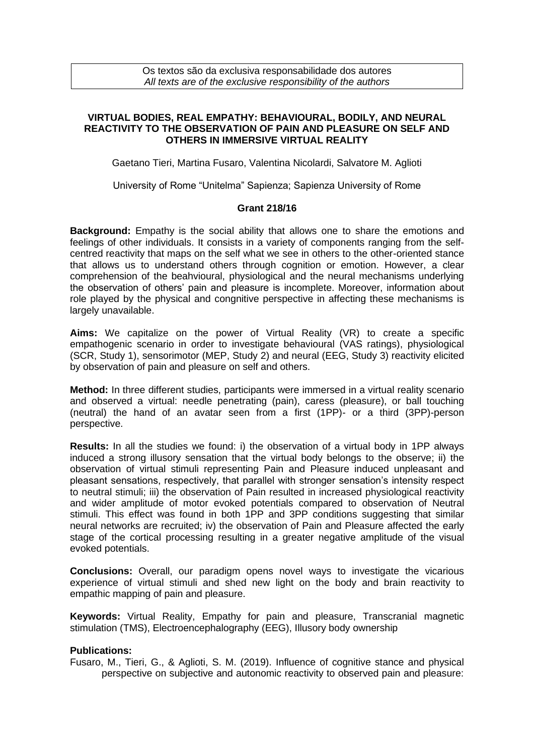Os textos são da exclusiva responsabilidade dos autores
*All texts are of the exclusive responsibility of the authors*

# VIRTUAL BODIES, REAL EMPATHY: BEHAVIOURAL, BODILY, AND NEURAL REACTIVITY TO THE OBSERVATION OF PAIN AND PLEASURE ON SELF AND OTHERS IN IMMERSIVE VIRTUAL REALITY

Gaetano Tieri, Martina Fusaro, Valentina Nicolardi, Salvatore M. Aglioti

University of Rome "Unitelma" Sapienza; Sapienza University of Rome

**Grant 218/16**

**Background:** Empathy is the social ability that allows one to share the emotions and feelings of other individuals. It consists in a variety of components ranging from the self-centred reactivity that maps on the self what we see in others to the other-oriented stance that allows us to understand others through cognition or emotion. However, a clear comprehension of the beahvioural, physiological and the neural mechanisms underlying the observation of others' pain and pleasure is incomplete. Moreover, information about role played by the physical and congnitive perspective in affecting these mechanisms is largely unavailable.

**Aims:** We capitalize on the power of Virtual Reality (VR) to create a specific empathogenic scenario in order to investigate behavioural (VAS ratings), physiological (SCR, Study 1), sensorimotor (MEP, Study 2) and neural (EEG, Study 3) reactivity elicited by observation of pain and pleasure on self and others.

**Method:** In three different studies, participants were immersed in a virtual reality scenario and observed a virtual: needle penetrating (pain), caress (pleasure), or ball touching (neutral) the hand of an avatar seen from a first (1PP)- or a third (3PP)-person perspective.

**Results:** In all the studies we found: i) the observation of a virtual body in 1PP always induced a strong illusory sensation that the virtual body belongs to the observe; ii) the observation of virtual stimuli representing Pain and Pleasure induced unpleasant and pleasant sensations, respectively, that parallel with stronger sensation's intensity respect to neutral stimuli; iii) the observation of Pain resulted in increased physiological reactivity and wider amplitude of motor evoked potentials compared to observation of Neutral stimuli. This effect was found in both 1PP and 3PP conditions suggesting that similar neural networks are recruited; iv) the observation of Pain and Pleasure affected the early stage of the cortical processing resulting in a greater negative amplitude of the visual evoked potentials.

**Conclusions:** Overall, our paradigm opens novel ways to investigate the vicarious experience of virtual stimuli and shed new light on the body and brain reactivity to empathic mapping of pain and pleasure.

**Keywords:** Virtual Reality, Empathy for pain and pleasure, Transcranial magnetic stimulation (TMS), Electroencephalography (EEG), Illusory body ownership

**Publications:**

Fusaro, M., Tieri, G., & Aglioti, S. M. (2019). Influence of cognitive stance and physical perspective on subjective and autonomic reactivity to observed pain and pleasure: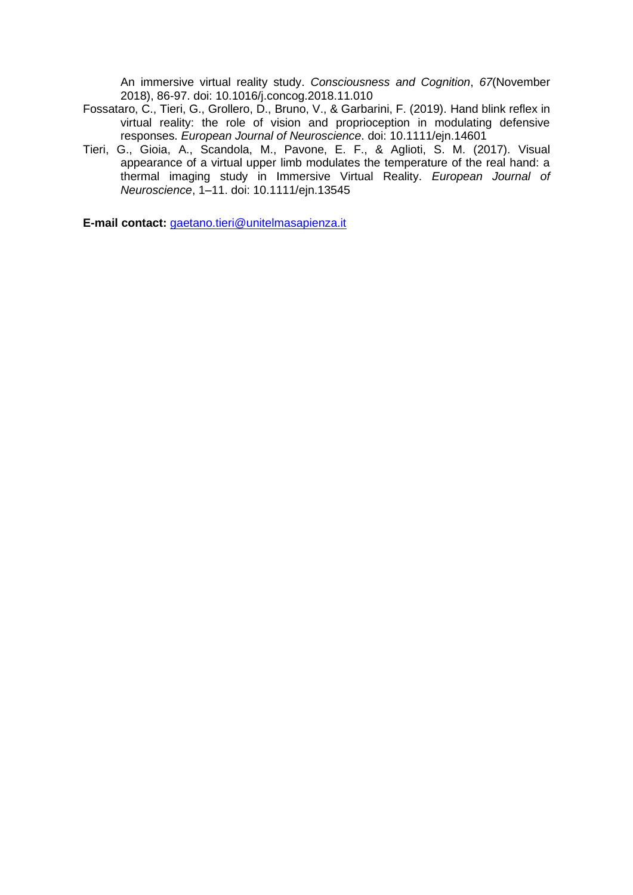An immersive virtual reality study. *Consciousness and Cognition*, *67*(November 2018), 86-97. doi: 10.1016/j.concog.2018.11.010

Fossataro, C., Tieri, G., Grollero, D., Bruno, V., & Garbarini, F. (2019). Hand blink reflex in virtual reality: the role of vision and proprioception in modulating defensive responses. *European Journal of Neuroscience*. doi: 10.1111/ejn.14601

Tieri, G., Gioia, A., Scandola, M., Pavone, E. F., & Aglioti, S. M. (2017). Visual appearance of a virtual upper limb modulates the temperature of the real hand: a thermal imaging study in Immersive Virtual Reality. *European Journal of Neuroscience*, 1–11. doi: 10.1111/ejn.13545

**E-mail contact:** gaetano.tieri@unitelmasapienza.it